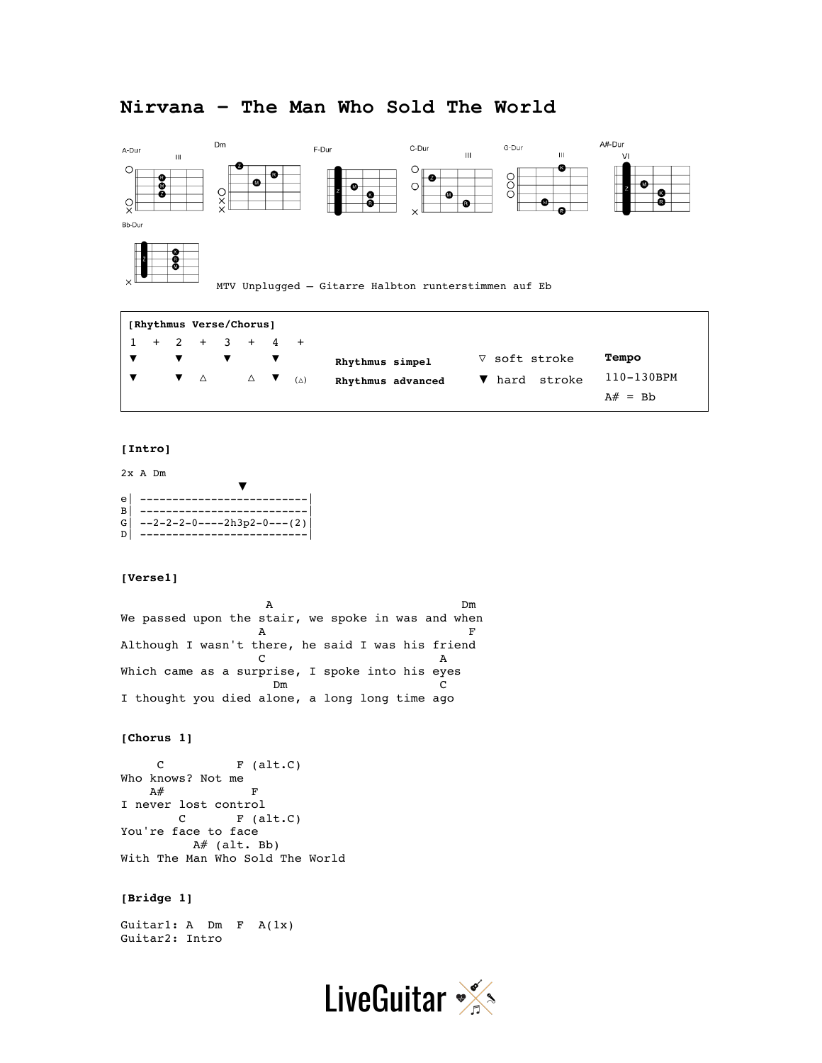# Nirvana – The Man Who Sold The World

A-Dur Dm F-Dur C-Dur G-Dur A#-Dur Bb-Dur

MTV Unplugged – Gitarre Halbton runterstimmen auf Eb

```
[Rhythmus Verse/Chorus]
1   +   2   +   3   +   4   +
▼       ▼       ▼       ▼          Rhythmus simpel      ▽ soft stroke     Tempo
▼       ▼   △       △   ▼   (△)    Rhythmus advanced    ▼ hard  stroke    110-130BPM
                                                                          A# = Bb
```

**[Intro]**

```
2x A Dm
                   ▼
e| -------------------------|
B| -------------------------|
G| --2-2-2-0----2h3p2-0---(2)|
D| -------------------------|
```

**[Verse1]**

```
                  A                             Dm
We passed upon the stair, we spoke in was and when
                 A                                F
Although I wasn't there, he said I was his friend
                 C                             A
Which came as a surprise, I spoke into his eyes
                    Dm                         C
I thought you died alone, a long long time ago
```

**[Chorus 1]**

```
     C          F (alt.C)
Who knows? Not me
    A#            F
I never lost control
        C       F (alt.C)
You're face to face
          A# (alt. Bb)
With The Man Who Sold The World
```

**[Bridge 1]**

```
Guitar1: A  Dm  F  A(1x)
Guitar2: Intro
```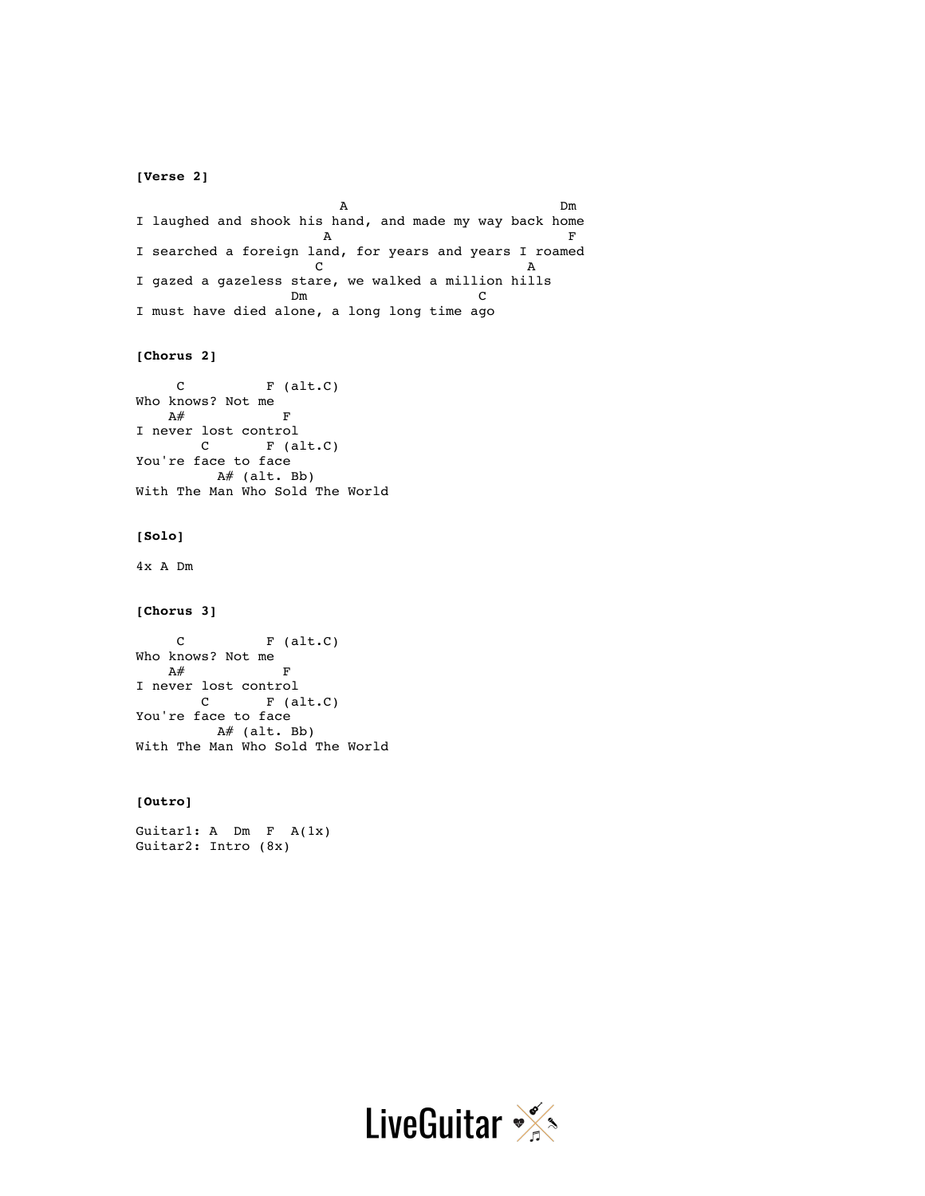**[Verse 2]**

```
                        A                           Dm
I laughed and shook his hand, and made my way back home
                      A                              F
I searched a foreign land, for years and years I roamed
                     C                          A
I gazed a gazeless stare, we walked a million hills
                   Dm                     C
I must have died alone, a long long time ago
```

**[Chorus 2]**

```
     C          F (alt.C)
Who knows? Not me
    A#            F
I never lost control
       C       F (alt.C)
You're face to face
          A# (alt. Bb)
With The Man Who Sold The World
```

**[Solo]**

4x A Dm

**[Chorus 3]**

```
     C          F (alt.C)
Who knows? Not me
    A#            F
I never lost control
       C       F (alt.C)
You're face to face
          A# (alt. Bb)
With The Man Who Sold The World
```

**[Outro]**

Guitar1: A  Dm  F  A(1x)
Guitar2: Intro (8x)